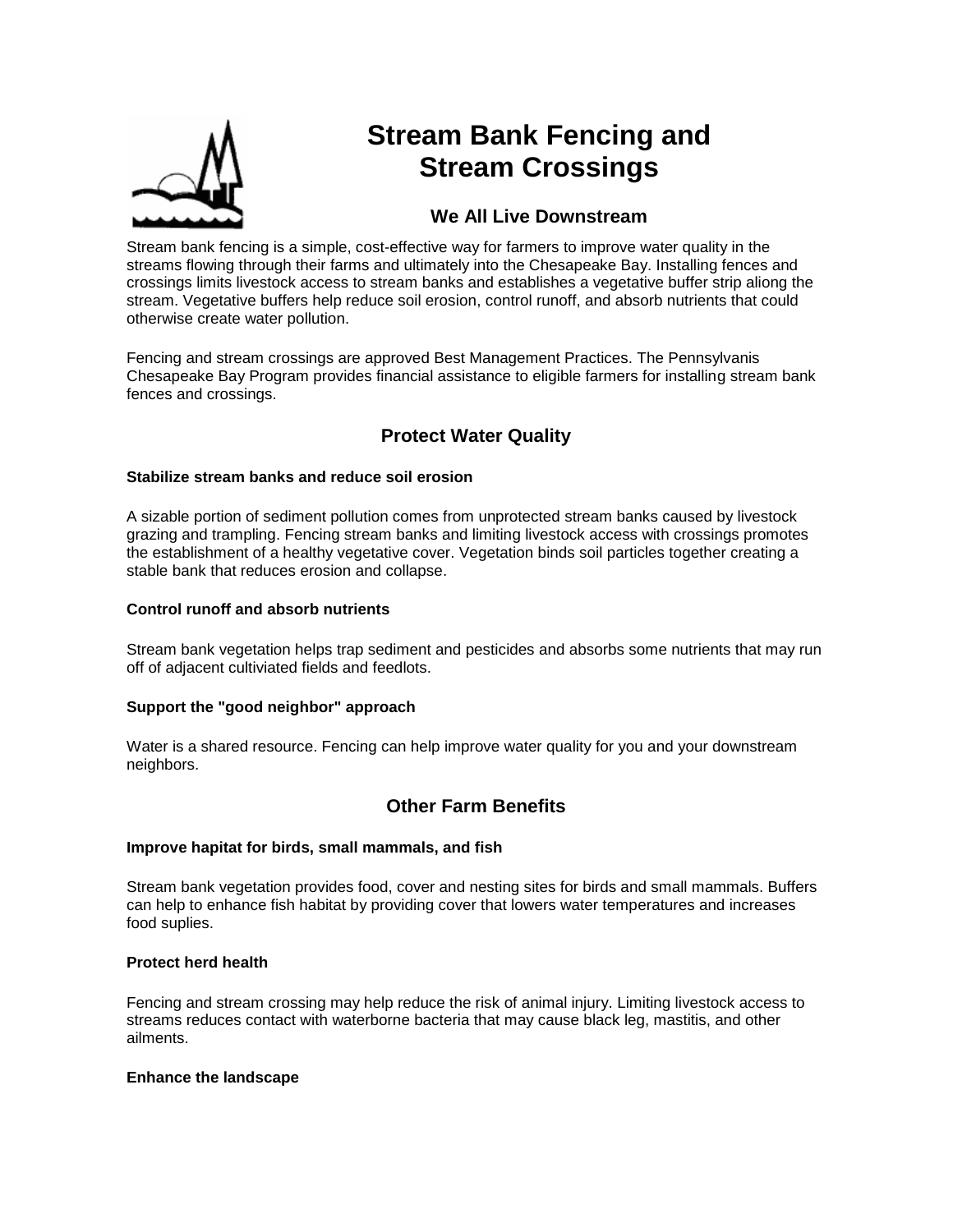# Stream Bank Fencing and Stream Crossings

## We All Live Downstream

Stream bank fencing is a simple, cost-effective way for farmers to improve water quality in the streams flowing through their farms and ultimately into the Chesapeake Bay. Installing fences and crossings limits livestock access to stream banks and establishes a vegetative buffer strip aliong the stream. Vegetative buffers help reduce soil erosion, control runoff, and absorb nutrients that could otherwise create water pollution.

Fencing and stream crossings are approved Best Management Practices. The Pennsylvanis Chesapeake Bay Program provides financial assistance to eligible farmers for installing stream bank fences and crossings.

## Protect Water Quality

**Stabilize stream banks and reduce soil erosion**

A sizable portion of sediment pollution comes from unprotected stream banks caused by livestock grazing and trampling. Fencing stream banks and limiting livestock access with crossings promotes the establishment of a healthy vegetative cover. Vegetation binds soil particles together creating a stable bank that reduces erosion and collapse.

**Control runoff and absorb nutrients**

Stream bank vegetation helps trap sediment and pesticides and absorbs some nutrients that may run off of adjacent cultiviated fields and feedlots.

**Support the "good neighbor" approach**

Water is a shared resource. Fencing can help improve water quality for you and your downstream neighbors.

## Other Farm Benefits

**Improve hapitat for birds, small mammals, and fish**

Stream bank vegetation provides food, cover and nesting sites for birds and small mammals. Buffers can help to enhance fish habitat by providing cover that lowers water temperatures and increases food suplies.

**Protect herd health**

Fencing and stream crossing may help reduce the risk of animal injury. Limiting livestock access to streams reduces contact with waterborne bacteria that may cause black leg, mastitis, and other ailments.

**Enhance the landscape**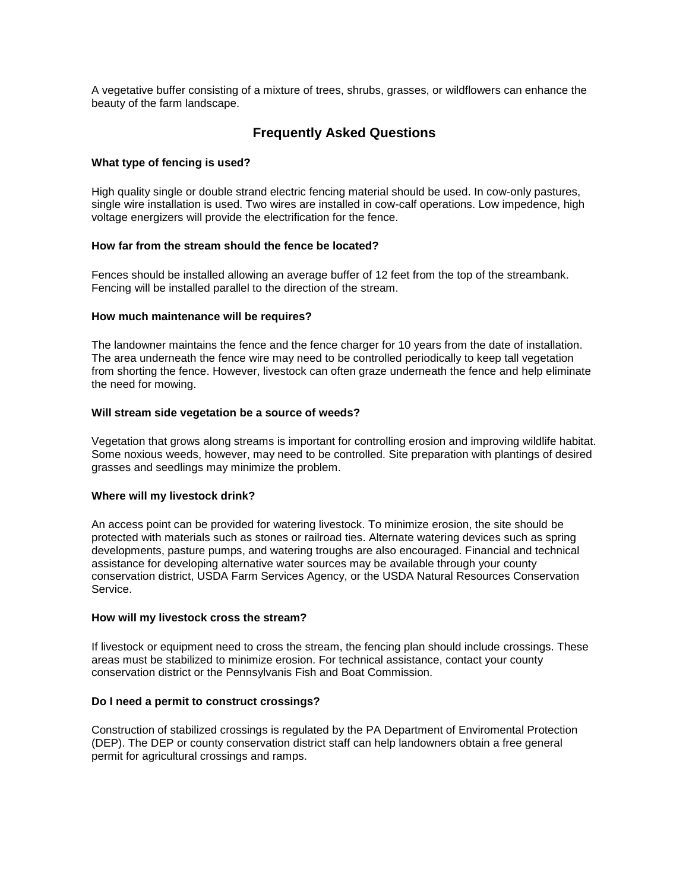A vegetative buffer consisting of a mixture of trees, shrubs, grasses, or wildflowers can enhance the beauty of the farm landscape.

## Frequently Asked Questions

**What type of fencing is used?**

High quality single or double strand electric fencing material should be used. In cow-only pastures, single wire installation is used. Two wires are installed in cow-calf operations. Low impedence, high voltage energizers will provide the electrification for the fence.

**How far from the stream should the fence be located?**

Fences should be installed allowing an average buffer of 12 feet from the top of the streambank. Fencing will be installed parallel to the direction of the stream.

**How much maintenance will be requires?**

The landowner maintains the fence and the fence charger for 10 years from the date of installation. The area underneath the fence wire may need to be controlled periodically to keep tall vegetation from shorting the fence. However, livestock can often graze underneath the fence and help eliminate the need for mowing.

**Will stream side vegetation be a source of weeds?**

Vegetation that grows along streams is important for controlling erosion and improving wildlife habitat. Some noxious weeds, however, may need to be controlled. Site preparation with plantings of desired grasses and seedlings may minimize the problem.

**Where will my livestock drink?**

An access point can be provided for watering livestock. To minimize erosion, the site should be protected with materials such as stones or railroad ties. Alternate watering devices such as spring developments, pasture pumps, and watering troughs are also encouraged. Financial and technical assistance for developing alternative water sources may be available through your county conservation district, USDA Farm Services Agency, or the USDA Natural Resources Conservation Service.

**How will my livestock cross the stream?**

If livestock or equipment need to cross the stream, the fencing plan should include crossings. These areas must be stabilized to minimize erosion. For technical assistance, contact your county conservation district or the Pennsylvanis Fish and Boat Commission.

**Do I need a permit to construct crossings?**

Construction of stabilized crossings is regulated by the PA Department of Enviromental Protection (DEP). The DEP or county conservation district staff can help landowners obtain a free general permit for agricultural crossings and ramps.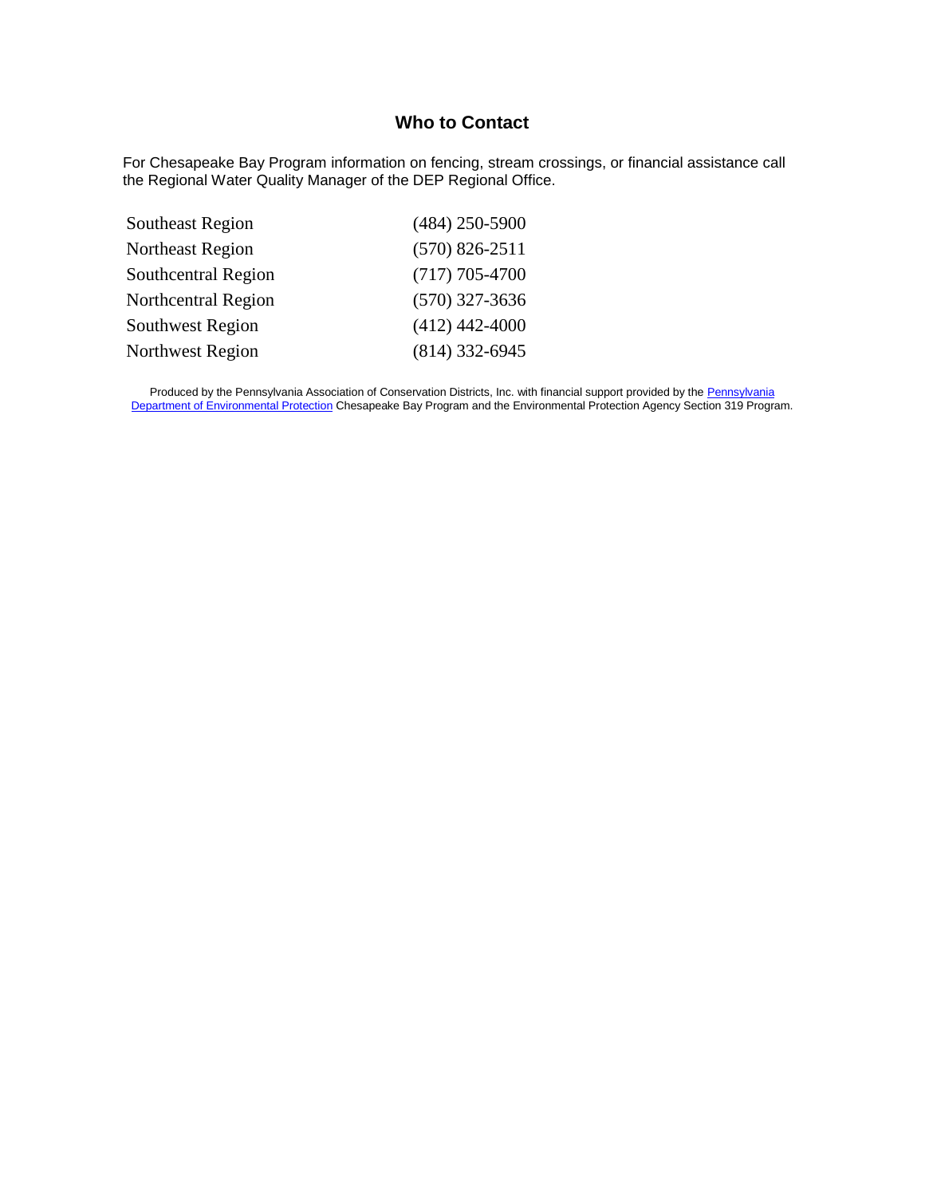## Who to Contact

For Chesapeake Bay Program information on fencing, stream crossings, or financial assistance call the Regional Water Quality Manager of the DEP Regional Office.

| | |
|---|---|
| Southeast Region | (484) 250-5900 |
| Northeast Region | (570) 826-2511 |
| Southcentral Region | (717) 705-4700 |
| Northcentral Region | (570) 327-3636 |
| Southwest Region | (412) 442-4000 |
| Northwest Region | (814) 332-6945 |

Produced by the Pennsylvania Association of Conservation Districts, Inc. with financial support provided by the Pennsylvania Department of Environmental Protection Chesapeake Bay Program and the Environmental Protection Agency Section 319 Program.